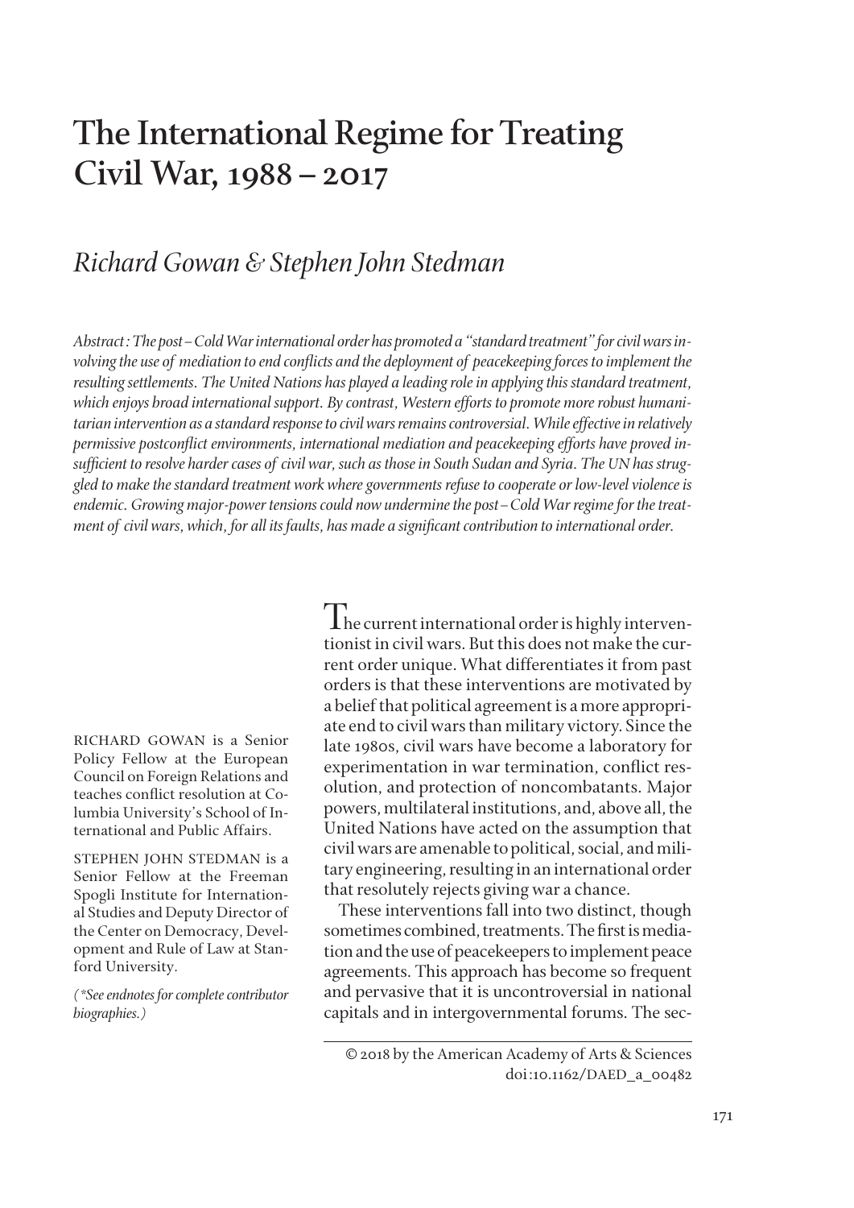# The International Regime for Treating Civil War, 1988 – 2017

## *Richard Gowan & Stephen John Stedman*

*Abstract: The post–Cold War international order has promoted a "standard treatment" for civil wars involving the use of mediation to end conflicts and the deployment of peacekeeping forces to implement the resulting settlements. The United Nations has played a leading role in applying this standard treatment, which enjoys broad international support. By contrast, Western efforts to promote more robust humanitarian intervention as a standard response to civil wars remains controversial. While effective in relatively permissive postconflict environments, international mediation and peacekeeping efforts have proved insufficient to resolve harder cases of civil war, such as those in South Sudan and Syria. The UN has struggled to make the standard treatment work where governments refuse to cooperate or low-level violence is endemic. Growing major-power tensions could now undermine the post–Cold War regime for the treatment of civil wars, which, for all its faults, has made a significant contribution to international order.*

RICHARD GOWAN is a Senior Policy Fellow at the European Council on Foreign Relations and teaches conflict resolution at Columbia University's School of International and Public Affairs.

STEPHEN JOHN STEDMAN is a Senior Fellow at the Freeman Spogli Institute for International Studies and Deputy Director of the Center on Democracy, Development and Rule of Law at Stanford University.

*(\*See endnotes for complete contributor biographies.)*

The current international order is highly interventionist in civil wars. But this does not make the current order unique. What differentiates it from past orders is that these interventions are motivated by a belief that political agreement is a more appropriate end to civil wars than military victory. Since the late 1980s, civil wars have become a laboratory for experimentation in war termination, conflict resolution, and protection of noncombatants. Major powers, multilateral institutions, and, above all, the United Nations have acted on the assumption that civil wars are amenable to political, social, and military engineering, resulting in an international order that resolutely rejects giving war a chance.

These interventions fall into two distinct, though sometimes combined, treatments. The first is mediation and the use of peacekeepers to implement peace agreements. This approach has become so frequent and pervasive that it is uncontroversial in national capitals and in intergovernmental forums. The sec-

© 2018 by the American Academy of Arts & Sciences
doi:10.1162/DAED_a_00482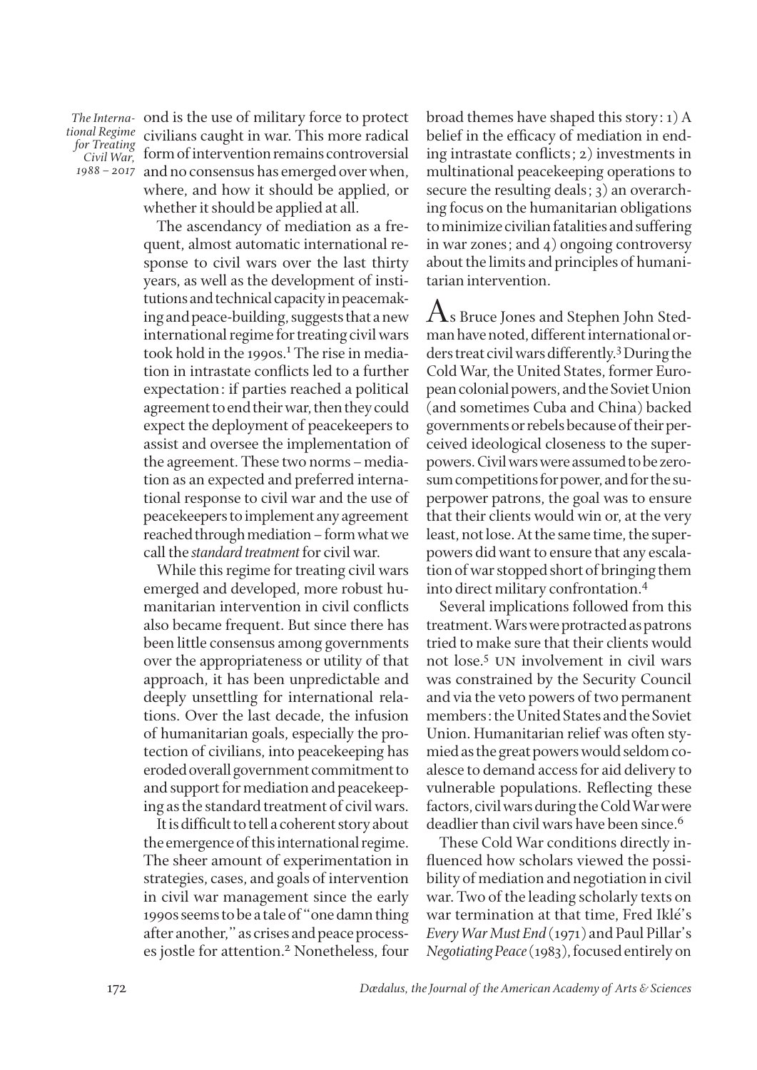ond is the use of military force to protect civilians caught in war. This more radical form of intervention remains controversial and no consensus has emerged over when, where, and how it should be applied, or whether it should be applied at all.

The ascendancy of mediation as a frequent, almost automatic international response to civil wars over the last thirty years, as well as the development of institutions and technical capacity in peacemaking and peace-building, suggests that a new international regime for treating civil wars took hold in the 1990s.[1] The rise in mediation in intrastate conflicts led to a further expectation: if parties reached a political agreement to end their war, then they could expect the deployment of peacekeepers to assist and oversee the implementation of the agreement. These two norms – mediation as an expected and preferred international response to civil war and the use of peacekeepers to implement any agreement reached through mediation – form what we call the *standard treatment* for civil war.

While this regime for treating civil wars emerged and developed, more robust humanitarian intervention in civil conflicts also became frequent. But since there has been little consensus among governments over the appropriateness or utility of that approach, it has been unpredictable and deeply unsettling for international relations. Over the last decade, the infusion of humanitarian goals, especially the protection of civilians, into peacekeeping has eroded overall government commitment to and support for mediation and peacekeeping as the standard treatment of civil wars.

It is difficult to tell a coherent story about the emergence of this international regime. The sheer amount of experimentation in strategies, cases, and goals of intervention in civil war management since the early 1990s seems to be a tale of "one damn thing after another," as crises and peace processes jostle for attention.[2] Nonetheless, four broad themes have shaped this story: 1) A belief in the efficacy of mediation in ending intrastate conflicts; 2) investments in multinational peacekeeping operations to secure the resulting deals; 3) an overarching focus on the humanitarian obligations to minimize civilian fatalities and suffering in war zones; and 4) ongoing controversy about the limits and principles of humanitarian intervention.

As Bruce Jones and Stephen John Stedman have noted, different international orders treat civil wars differently.[3] During the Cold War, the United States, former European colonial powers, and the Soviet Union (and sometimes Cuba and China) backed governments or rebels because of their perceived ideological closeness to the superpowers. Civil wars were assumed to be zero-sum competitions for power, and for the superpower patrons, the goal was to ensure that their clients would win or, at the very least, not lose. At the same time, the superpowers did want to ensure that any escalation of war stopped short of bringing them into direct military confrontation.[4]

Several implications followed from this treatment. Wars were protracted as patrons tried to make sure that their clients would not lose.[5] UN involvement in civil wars was constrained by the Security Council and via the veto powers of two permanent members: the United States and the Soviet Union. Humanitarian relief was often stymied as the great powers would seldom coalesce to demand access for aid delivery to vulnerable populations. Reflecting these factors, civil wars during the Cold War were deadlier than civil wars have been since.[6]

These Cold War conditions directly influenced how scholars viewed the possibility of mediation and negotiation in civil war. Two of the leading scholarly texts on war termination at that time, Fred Iklé's *Every War Must End* (1971) and Paul Pillar's *Negotiating Peace* (1983), focused entirely on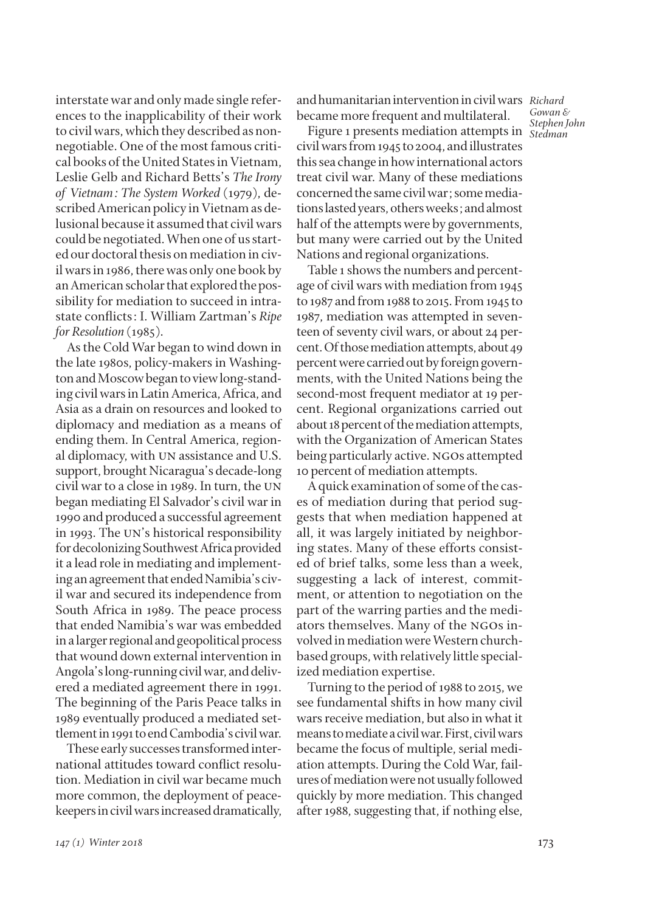interstate war and only made single references to the inapplicability of their work to civil wars, which they described as nonnegotiable. One of the most famous critical books of the United States in Vietnam, Leslie Gelb and Richard Betts's *The Irony of Vietnam: The System Worked* (1979), described American policy in Vietnam as delusional because it assumed that civil wars could be negotiated. When one of us started our doctoral thesis on mediation in civil wars in 1986, there was only one book by an American scholar that explored the possibility for mediation to succeed in intrastate conflicts: I. William Zartman's *Ripe for Resolution* (1985).

As the Cold War began to wind down in the late 1980s, policy-makers in Washington and Moscow began to view long-standing civil wars in Latin America, Africa, and Asia as a drain on resources and looked to diplomacy and mediation as a means of ending them. In Central America, regional diplomacy, with UN assistance and U.S. support, brought Nicaragua's decade-long civil war to a close in 1989. In turn, the UN began mediating El Salvador's civil war in 1990 and produced a successful agreement in 1993. The UN's historical responsibility for decolonizing Southwest Africa provided it a lead role in mediating and implementing an agreement that ended Namibia's civil war and secured its independence from South Africa in 1989. The peace process that ended Namibia's war was embedded in a larger regional and geopolitical process that wound down external intervention in Angola's long-running civil war, and delivered a mediated agreement there in 1991. The beginning of the Paris Peace talks in 1989 eventually produced a mediated settlement in 1991 to end Cambodia's civil war.

These early successes transformed international attitudes toward conflict resolution. Mediation in civil war became much more common, the deployment of peacekeepers in civil wars increased dramatically, and humanitarian intervention in civil wars became more frequent and multilateral.

Figure 1 presents mediation attempts in civil wars from 1945 to 2004, and illustrates this sea change in how international actors treat civil war. Many of these mediations concerned the same civil war; some mediations lasted years, others weeks; and almost half of the attempts were by governments, but many were carried out by the United Nations and regional organizations.

Table 1 shows the numbers and percentage of civil wars with mediation from 1945 to 1987 and from 1988 to 2015. From 1945 to 1987, mediation was attempted in seventeen of seventy civil wars, or about 24 percent. Of those mediation attempts, about 49 percent were carried out by foreign governments, with the United Nations being the second-most frequent mediator at 19 percent. Regional organizations carried out about 18 percent of the mediation attempts, with the Organization of American States being particularly active. NGOs attempted 10 percent of mediation attempts.

A quick examination of some of the cases of mediation during that period suggests that when mediation happened at all, it was largely initiated by neighboring states. Many of these efforts consisted of brief talks, some less than a week, suggesting a lack of interest, commitment, or attention to negotiation on the part of the warring parties and the mediators themselves. Many of the NGOs involved in mediation were Western church-based groups, with relatively little specialized mediation expertise.

Turning to the period of 1988 to 2015, we see fundamental shifts in how many civil wars receive mediation, but also in what it means to mediate a civil war. First, civil wars became the focus of multiple, serial mediation attempts. During the Cold War, failures of mediation were not usually followed quickly by more mediation. This changed after 1988, suggesting that, if nothing else,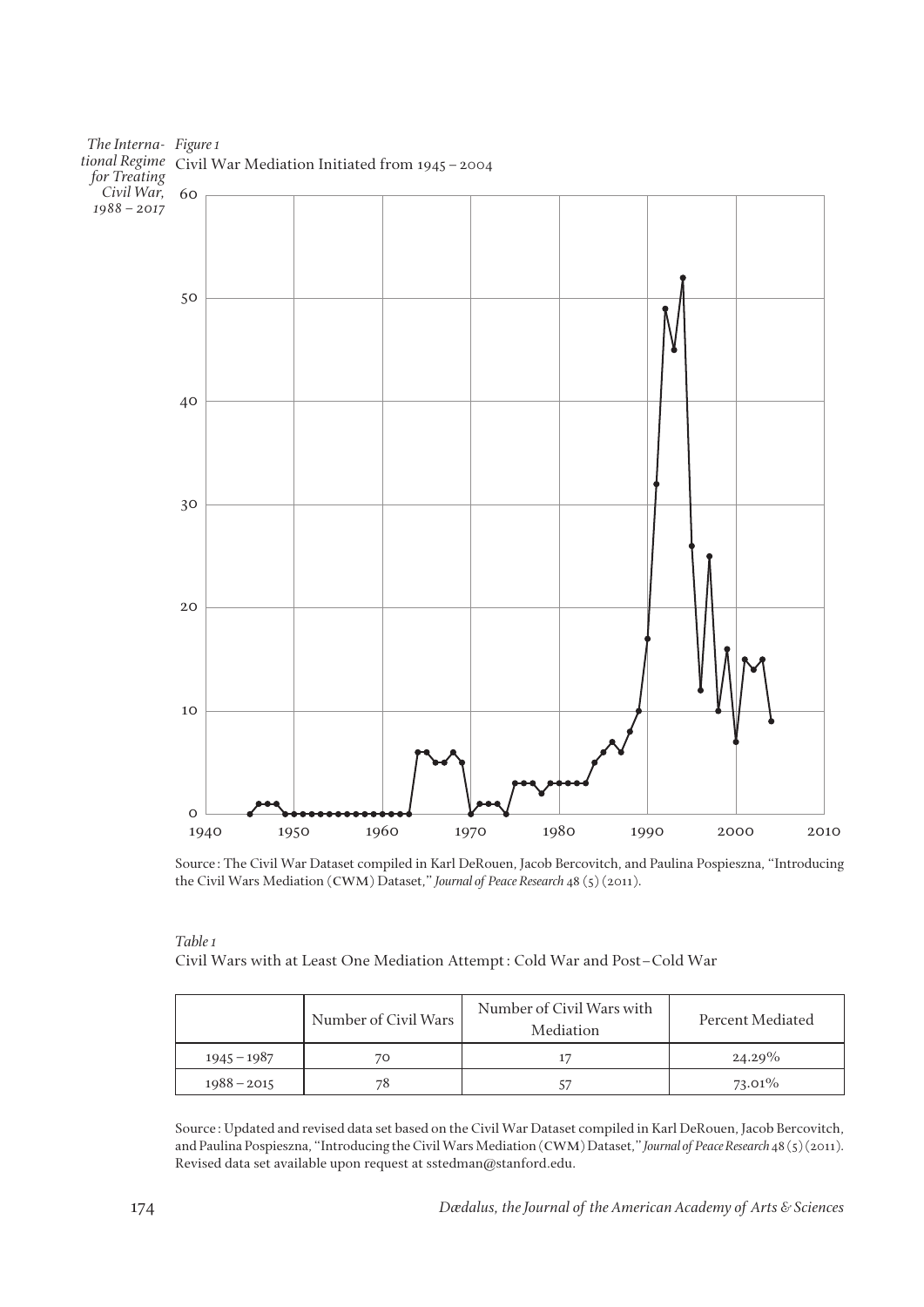*Figure 1*

Civil War Mediation Initiated from 1945 – 2004

Source: The Civil War Dataset compiled in Karl DeRouen, Jacob Bercovitch, and Paulina Pospieszna, "Introducing the Civil Wars Mediation (CWM) Dataset," *Journal of Peace Research* 48 (5) (2011).

*Table 1*

Civil Wars with at Least One Mediation Attempt: Cold War and Post–Cold War

| | Number of Civil Wars | Number of Civil Wars with Mediation | Percent Mediated |
|---|---|---|---|
| 1945 – 1987 | 70 | 17 | 24.29% |
| 1988 – 2015 | 78 | 57 | 73.01% |

Source: Updated and revised data set based on the Civil War Dataset compiled in Karl DeRouen, Jacob Bercovitch, and Paulina Pospieszna, "Introducing the Civil Wars Mediation (CWM) Dataset," *Journal of Peace Research* 48 (5) (2011). Revised data set available upon request at sstedman@stanford.edu.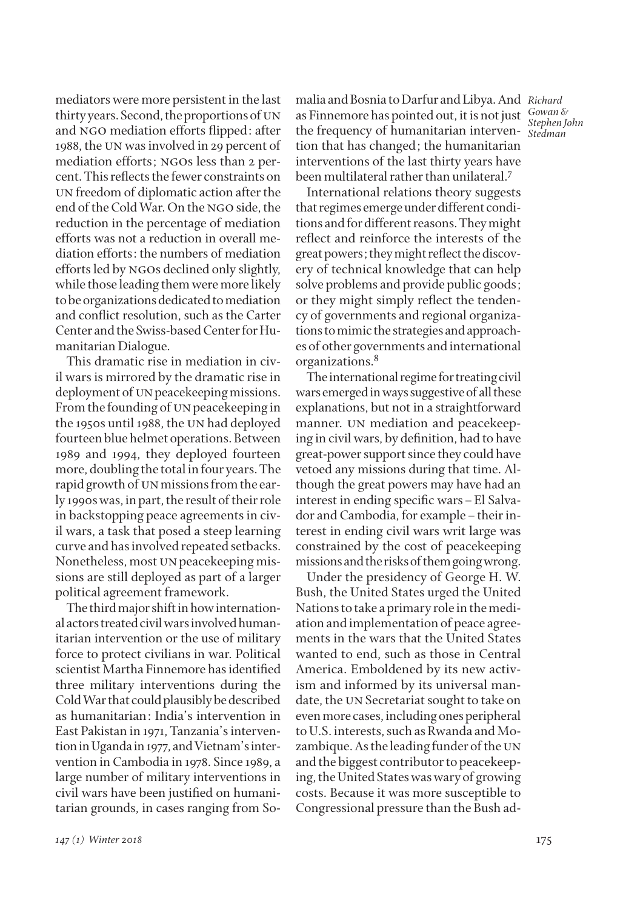mediators were more persistent in the last thirty years. Second, the proportions of UN and NGO mediation efforts flipped: after 1988, the UN was involved in 29 percent of mediation efforts; NGOs less than 2 percent. This reflects the fewer constraints on UN freedom of diplomatic action after the end of the Cold War. On the NGO side, the reduction in the percentage of mediation efforts was not a reduction in overall mediation efforts: the numbers of mediation efforts led by NGOs declined only slightly, while those leading them were more likely to be organizations dedicated to mediation and conflict resolution, such as the Carter Center and the Swiss-based Center for Humanitarian Dialogue.

This dramatic rise in mediation in civil wars is mirrored by the dramatic rise in deployment of UN peacekeeping missions. From the founding of UN peacekeeping in the 1950s until 1988, the UN had deployed fourteen blue helmet operations. Between 1989 and 1994, they deployed fourteen more, doubling the total in four years. The rapid growth of UN missions from the early 1990s was, in part, the result of their role in backstopping peace agreements in civil wars, a task that posed a steep learning curve and has involved repeated setbacks. Nonetheless, most UN peacekeeping missions are still deployed as part of a larger political agreement framework.

The third major shift in how international actors treated civil wars involved humanitarian intervention or the use of military force to protect civilians in war. Political scientist Martha Finnemore has identified three military interventions during the Cold War that could plausibly be described as humanitarian: India's intervention in East Pakistan in 1971, Tanzania's intervention in Uganda in 1977, and Vietnam's intervention in Cambodia in 1978. Since 1989, a large number of military interventions in civil wars have been justified on humanitarian grounds, in cases ranging from Somalia and Bosnia to Darfur and Libya. And as Finnemore has pointed out, it is not just the frequency of humanitarian intervention that has changed; the humanitarian interventions of the last thirty years have been multilateral rather than unilateral.[7]

International relations theory suggests that regimes emerge under different conditions and for different reasons. They might reflect and reinforce the interests of the great powers; they might reflect the discovery of technical knowledge that can help solve problems and provide public goods; or they might simply reflect the tendency of governments and regional organizations to mimic the strategies and approaches of other governments and international organizations.[8]

The international regime for treating civil wars emerged in ways suggestive of all these explanations, but not in a straightforward manner. UN mediation and peacekeeping in civil wars, by definition, had to have great-power support since they could have vetoed any missions during that time. Although the great powers may have had an interest in ending specific wars – El Salvador and Cambodia, for example – their interest in ending civil wars writ large was constrained by the cost of peacekeeping missions and the risks of them going wrong.

Under the presidency of George H. W. Bush, the United States urged the United Nations to take a primary role in the mediation and implementation of peace agreements in the wars that the United States wanted to end, such as those in Central America. Emboldened by its new activism and informed by its universal mandate, the UN Secretariat sought to take on even more cases, including ones peripheral to U.S. interests, such as Rwanda and Mozambique. As the leading funder of the UN and the biggest contributor to peacekeeping, the United States was wary of growing costs. Because it was more susceptible to Congressional pressure than the Bush ad-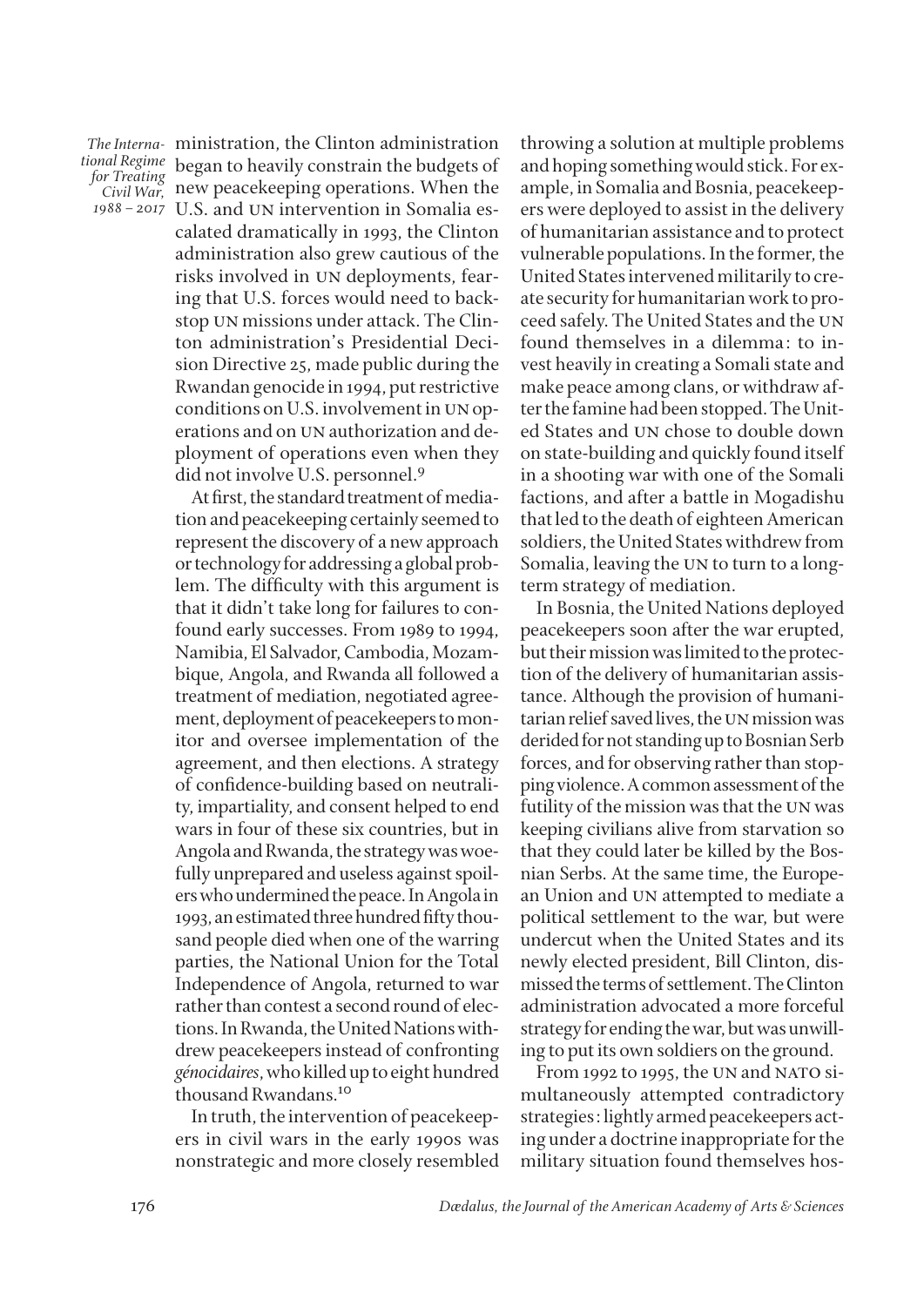ministration, the Clinton administration began to heavily constrain the budgets of new peacekeeping operations. When the U.S. and UN intervention in Somalia escalated dramatically in 1993, the Clinton administration also grew cautious of the risks involved in UN deployments, fearing that U.S. forces would need to backstop UN missions under attack. The Clinton administration's Presidential Decision Directive 25, made public during the Rwandan genocide in 1994, put restrictive conditions on U.S. involvement in UN operations and on UN authorization and deployment of operations even when they did not involve U.S. personnel.[9]

At first, the standard treatment of mediation and peacekeeping certainly seemed to represent the discovery of a new approach or technology for addressing a global problem. The difficulty with this argument is that it didn't take long for failures to confound early successes. From 1989 to 1994, Namibia, El Salvador, Cambodia, Mozambique, Angola, and Rwanda all followed a treatment of mediation, negotiated agreement, deployment of peacekeepers to monitor and oversee implementation of the agreement, and then elections. A strategy of confidence-building based on neutrality, impartiality, and consent helped to end wars in four of these six countries, but in Angola and Rwanda, the strategy was woefully unprepared and useless against spoilers who undermined the peace. In Angola in 1993, an estimated three hundred fifty thousand people died when one of the warring parties, the National Union for the Total Independence of Angola, returned to war rather than contest a second round of elections. In Rwanda, the United Nations withdrew peacekeepers instead of confronting *génocidaires*, who killed up to eight hundred thousand Rwandans.[10]

In truth, the intervention of peacekeepers in civil wars in the early 1990s was nonstrategic and more closely resembled throwing a solution at multiple problems and hoping something would stick. For example, in Somalia and Bosnia, peacekeepers were deployed to assist in the delivery of humanitarian assistance and to protect vulnerable populations. In the former, the United States intervened militarily to create security for humanitarian work to proceed safely. The United States and the UN found themselves in a dilemma: to invest heavily in creating a Somali state and make peace among clans, or withdraw after the famine had been stopped. The United States and UN chose to double down on state-building and quickly found itself in a shooting war with one of the Somali factions, and after a battle in Mogadishu that led to the death of eighteen American soldiers, the United States withdrew from Somalia, leaving the UN to turn to a long-term strategy of mediation.

In Bosnia, the United Nations deployed peacekeepers soon after the war erupted, but their mission was limited to the protection of the delivery of humanitarian assistance. Although the provision of humanitarian relief saved lives, the UN mission was derided for not standing up to Bosnian Serb forces, and for observing rather than stopping violence. A common assessment of the futility of the mission was that the UN was keeping civilians alive from starvation so that they could later be killed by the Bosnian Serbs. At the same time, the European Union and UN attempted to mediate a political settlement to the war, but were undercut when the United States and its newly elected president, Bill Clinton, dismissed the terms of settlement. The Clinton administration advocated a more forceful strategy for ending the war, but was unwilling to put its own soldiers on the ground.

From 1992 to 1995, the UN and NATO simultaneously attempted contradictory strategies: lightly armed peacekeepers acting under a doctrine inappropriate for the military situation found themselves hos-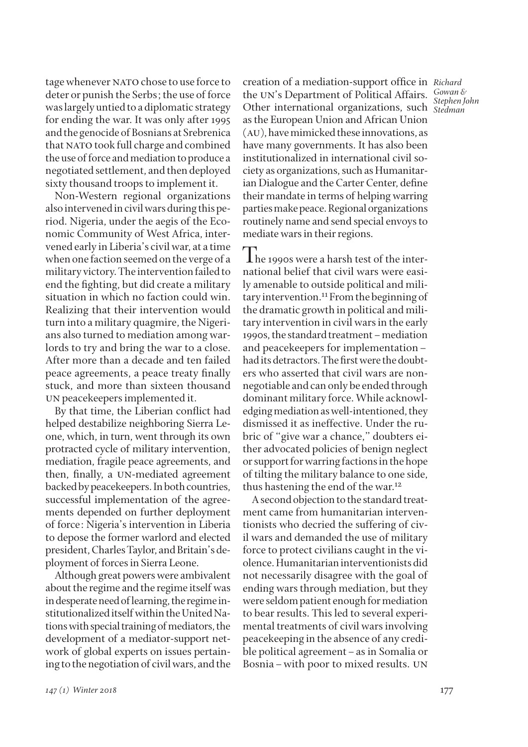tage whenever NATO chose to use force to deter or punish the Serbs; the use of force was largely untied to a diplomatic strategy for ending the war. It was only after 1995 and the genocide of Bosnians at Srebrenica that NATO took full charge and combined the use of force and mediation to produce a negotiated settlement, and then deployed sixty thousand troops to implement it.

Non-Western regional organizations also intervened in civil wars during this period. Nigeria, under the aegis of the Economic Community of West Africa, intervened early in Liberia's civil war, at a time when one faction seemed on the verge of a military victory. The intervention failed to end the fighting, but did create a military situation in which no faction could win. Realizing that their intervention would turn into a military quagmire, the Nigerians also turned to mediation among warlords to try and bring the war to a close. After more than a decade and ten failed peace agreements, a peace treaty finally stuck, and more than sixteen thousand UN peacekeepers implemented it.

By that time, the Liberian conflict had helped destabilize neighboring Sierra Leone, which, in turn, went through its own protracted cycle of military intervention, mediation, fragile peace agreements, and then, finally, a UN-mediated agreement backed by peacekeepers. In both countries, successful implementation of the agreements depended on further deployment of force: Nigeria's intervention in Liberia to depose the former warlord and elected president, Charles Taylor, and Britain's deployment of forces in Sierra Leone.

Although great powers were ambivalent about the regime and the regime itself was in desperate need of learning, the regime institutionalized itself within the United Nations with special training of mediators, the development of a mediator-support network of global experts on issues pertaining to the negotiation of civil wars, and the creation of a mediation-support office in the UN's Department of Political Affairs. Other international organizations, such as the European Union and African Union (AU), have mimicked these innovations, as have many governments. It has also been institutionalized in international civil society as organizations, such as Humanitarian Dialogue and the Carter Center, define their mandate in terms of helping warring parties make peace. Regional organizations routinely name and send special envoys to mediate wars in their regions.

The 1990s were a harsh test of the international belief that civil wars were easily amenable to outside political and military intervention.[11] From the beginning of the dramatic growth in political and military intervention in civil wars in the early 1990s, the standard treatment – mediation and peacekeepers for implementation – had its detractors. The first were the doubters who asserted that civil wars are nonnegotiable and can only be ended through dominant military force. While acknowledging mediation as well-intentioned, they dismissed it as ineffective. Under the rubric of "give war a chance," doubters either advocated policies of benign neglect or support for warring factions in the hope of tilting the military balance to one side, thus hastening the end of the war.[12]

A second objection to the standard treatment came from humanitarian interventionists who decried the suffering of civil wars and demanded the use of military force to protect civilians caught in the violence. Humanitarian interventionists did not necessarily disagree with the goal of ending wars through mediation, but they were seldom patient enough for mediation to bear results. This led to several experimental treatments of civil wars involving peacekeeping in the absence of any credible political agreement – as in Somalia or Bosnia – with poor to mixed results. UN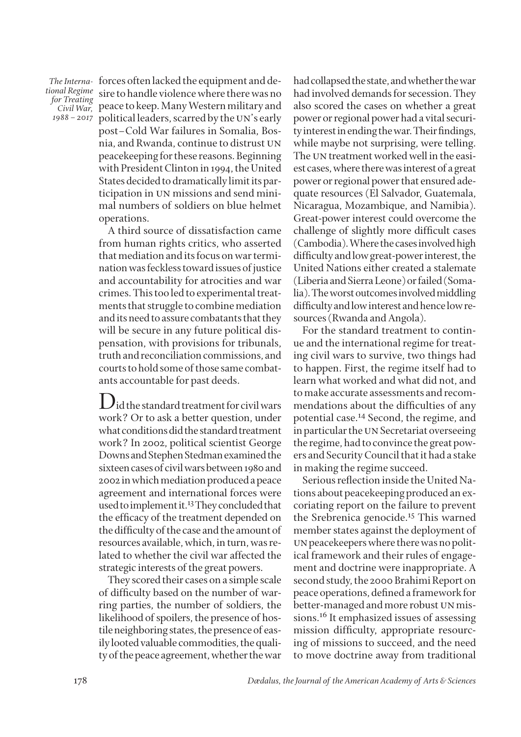forces often lacked the equipment and desire to handle violence where there was no peace to keep. Many Western military and political leaders, scarred by the UN's early post–Cold War failures in Somalia, Bosnia, and Rwanda, continue to distrust UN peacekeeping for these reasons. Beginning with President Clinton in 1994, the United States decided to dramatically limit its participation in UN missions and send minimal numbers of soldiers on blue helmet operations.

A third source of dissatisfaction came from human rights critics, who asserted that mediation and its focus on war termination was feckless toward issues of justice and accountability for atrocities and war crimes. This too led to experimental treatments that struggle to combine mediation and its need to assure combatants that they will be secure in any future political dispensation, with provisions for tribunals, truth and reconciliation commissions, and courts to hold some of those same combatants accountable for past deeds.

Did the standard treatment for civil wars work? Or to ask a better question, under what conditions did the standard treatment work? In 2002, political scientist George Downs and Stephen Stedman examined the sixteen cases of civil wars between 1980 and 2002 in which mediation produced a peace agreement and international forces were used to implement it.[13] They concluded that the efficacy of the treatment depended on the difficulty of the case and the amount of resources available, which, in turn, was related to whether the civil war affected the strategic interests of the great powers.

They scored their cases on a simple scale of difficulty based on the number of warring parties, the number of soldiers, the likelihood of spoilers, the presence of hostile neighboring states, the presence of easily looted valuable commodities, the quality of the peace agreement, whether the war had collapsed the state, and whether the war had involved demands for secession. They also scored the cases on whether a great power or regional power had a vital security interest in ending the war. Their findings, while maybe not surprising, were telling. The UN treatment worked well in the easiest cases, where there was interest of a great power or regional power that ensured adequate resources (El Salvador, Guatemala, Nicaragua, Mozambique, and Namibia). Great-power interest could overcome the challenge of slightly more difficult cases (Cambodia). Where the cases involved high difficulty and low great-power interest, the United Nations either created a stalemate (Liberia and Sierra Leone) or failed (Somalia). The worst outcomes involved middling difficulty and low interest and hence low resources (Rwanda and Angola).

For the standard treatment to continue and the international regime for treating civil wars to survive, two things had to happen. First, the regime itself had to learn what worked and what did not, and to make accurate assessments and recommendations about the difficulties of any potential case.[14] Second, the regime, and in particular the UN Secretariat overseeing the regime, had to convince the great powers and Security Council that it had a stake in making the regime succeed.

Serious reflection inside the United Nations about peacekeeping produced an excoriating report on the failure to prevent the Srebrenica genocide.[15] This warned member states against the deployment of UN peacekeepers where there was no political framework and their rules of engagement and doctrine were inappropriate. A second study, the 2000 Brahimi Report on peace operations, defined a framework for better-managed and more robust UN missions.[16] It emphasized issues of assessing mission difficulty, appropriate resourcing of missions to succeed, and the need to move doctrine away from traditional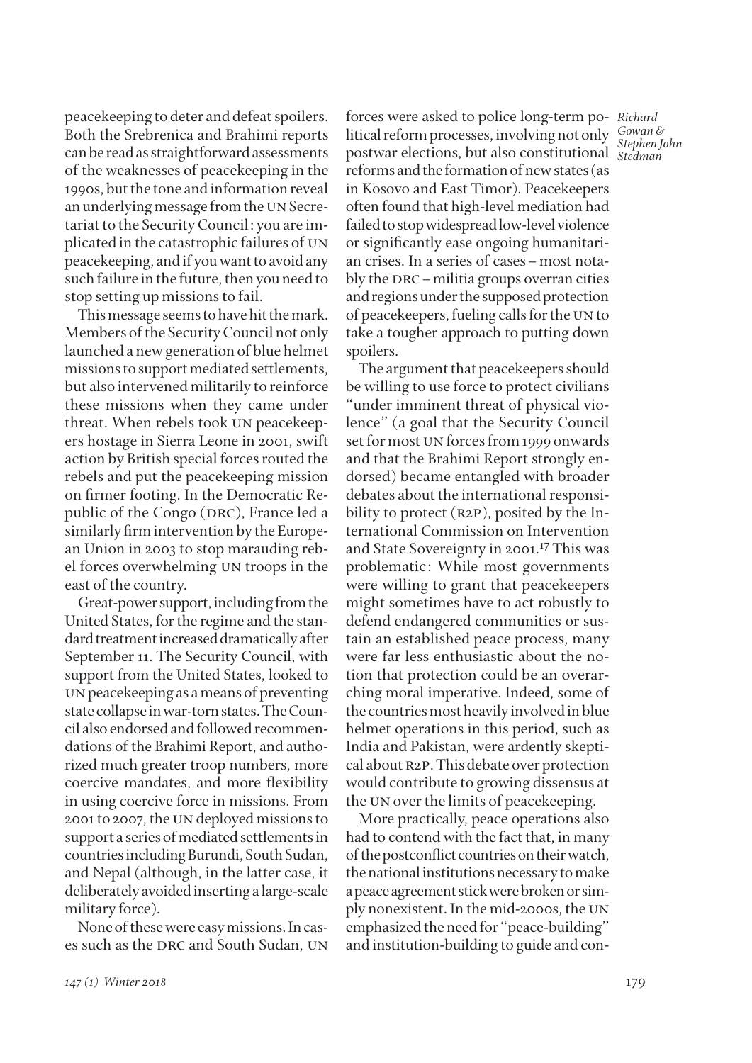peacekeeping to deter and defeat spoilers. Both the Srebrenica and Brahimi reports can be read as straightforward assessments of the weaknesses of peacekeeping in the 1990s, but the tone and information reveal an underlying message from the UN Secretariat to the Security Council: you are implicated in the catastrophic failures of UN peacekeeping, and if you want to avoid any such failure in the future, then you need to stop setting up missions to fail.

This message seems to have hit the mark. Members of the Security Council not only launched a new generation of blue helmet missions to support mediated settlements, but also intervened militarily to reinforce these missions when they came under threat. When rebels took UN peacekeepers hostage in Sierra Leone in 2001, swift action by British special forces routed the rebels and put the peacekeeping mission on firmer footing. In the Democratic Republic of the Congo (DRC), France led a similarly firm intervention by the European Union in 2003 to stop marauding rebel forces overwhelming UN troops in the east of the country.

Great-power support, including from the United States, for the regime and the standard treatment increased dramatically after September 11. The Security Council, with support from the United States, looked to UN peacekeeping as a means of preventing state collapse in war-torn states. The Council also endorsed and followed recommendations of the Brahimi Report, and authorized much greater troop numbers, more coercive mandates, and more flexibility in using coercive force in missions. From 2001 to 2007, the UN deployed missions to support a series of mediated settlements in countries including Burundi, South Sudan, and Nepal (although, in the latter case, it deliberately avoided inserting a large-scale military force).

None of these were easy missions. In cases such as the DRC and South Sudan, UN forces were asked to police long-term political reform processes, involving not only postwar elections, but also constitutional reforms and the formation of new states (as in Kosovo and East Timor). Peacekeepers often found that high-level mediation had failed to stop widespread low-level violence or significantly ease ongoing humanitarian crises. In a series of cases – most notably the DRC – militia groups overran cities and regions under the supposed protection of peacekeepers, fueling calls for the UN to take a tougher approach to putting down spoilers.

The argument that peacekeepers should be willing to use force to protect civilians "under imminent threat of physical violence" (a goal that the Security Council set for most UN forces from 1999 onwards and that the Brahimi Report strongly endorsed) became entangled with broader debates about the international responsibility to protect (R2P), posited by the International Commission on Intervention and State Sovereignty in 2001.[17] This was problematic: While most governments were willing to grant that peacekeepers might sometimes have to act robustly to defend endangered communities or sustain an established peace process, many were far less enthusiastic about the notion that protection could be an overarching moral imperative. Indeed, some of the countries most heavily involved in blue helmet operations in this period, such as India and Pakistan, were ardently skeptical about R2P. This debate over protection would contribute to growing dissensus at the UN over the limits of peacekeeping.

More practically, peace operations also had to contend with the fact that, in many of the postconflict countries on their watch, the national institutions necessary to make a peace agreement stick were broken or simply nonexistent. In the mid-2000s, the UN emphasized the need for "peace-building" and institution-building to guide and con-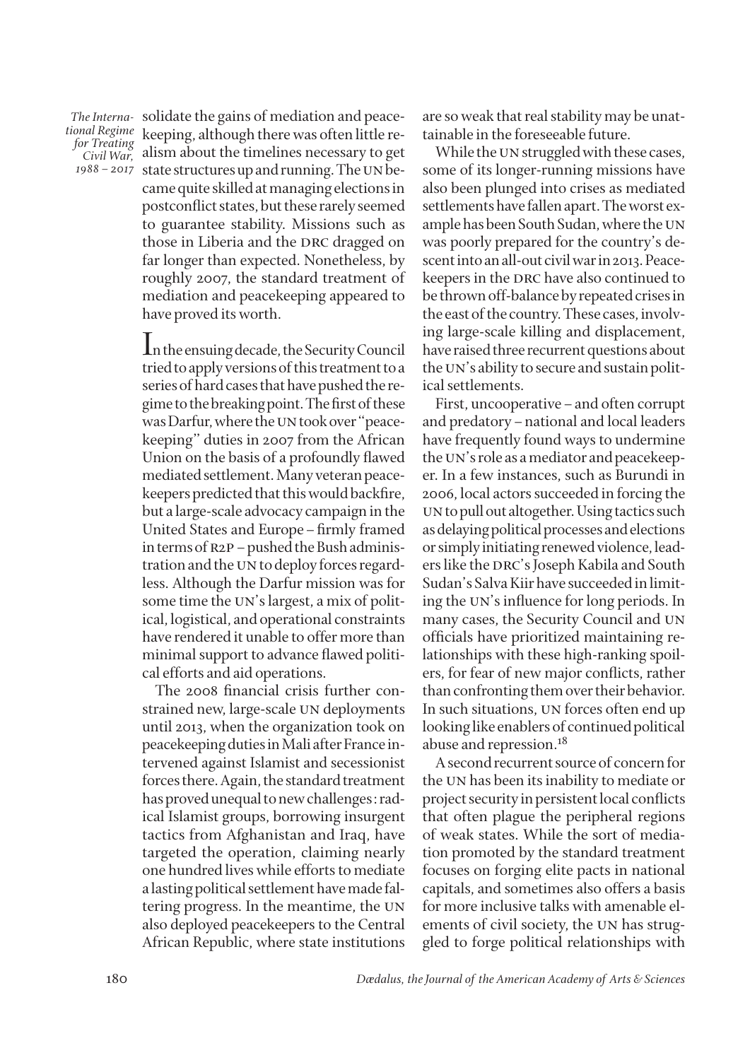solidate the gains of mediation and peacekeeping, although there was often little realism about the timelines necessary to get state structures up and running. The UN became quite skilled at managing elections in postconflict states, but these rarely seemed to guarantee stability. Missions such as those in Liberia and the DRC dragged on far longer than expected. Nonetheless, by roughly 2007, the standard treatment of mediation and peacekeeping appeared to have proved its worth.

In the ensuing decade, the Security Council tried to apply versions of this treatment to a series of hard cases that have pushed the regime to the breaking point. The first of these was Darfur, where the UN took over "peacekeeping" duties in 2007 from the African Union on the basis of a profoundly flawed mediated settlement. Many veteran peacekeepers predicted that this would backfire, but a large-scale advocacy campaign in the United States and Europe – firmly framed in terms of R2P – pushed the Bush administration and the UN to deploy forces regardless. Although the Darfur mission was for some time the UN's largest, a mix of political, logistical, and operational constraints have rendered it unable to offer more than minimal support to advance flawed political efforts and aid operations.

The 2008 financial crisis further constrained new, large-scale UN deployments until 2013, when the organization took on peacekeeping duties in Mali after France intervened against Islamist and secessionist forces there. Again, the standard treatment has proved unequal to new challenges: radical Islamist groups, borrowing insurgent tactics from Afghanistan and Iraq, have targeted the operation, claiming nearly one hundred lives while efforts to mediate a lasting political settlement have made faltering progress. In the meantime, the UN also deployed peacekeepers to the Central African Republic, where state institutions are so weak that real stability may be unattainable in the foreseeable future.

While the UN struggled with these cases, some of its longer-running missions have also been plunged into crises as mediated settlements have fallen apart. The worst example has been South Sudan, where the UN was poorly prepared for the country's descent into an all-out civil war in 2013. Peacekeepers in the DRC have also continued to be thrown off-balance by repeated crises in the east of the country. These cases, involving large-scale killing and displacement, have raised three recurrent questions about the UN's ability to secure and sustain political settlements.

First, uncooperative – and often corrupt and predatory – national and local leaders have frequently found ways to undermine the UN's role as a mediator and peacekeeper. In a few instances, such as Burundi in 2006, local actors succeeded in forcing the UN to pull out altogether. Using tactics such as delaying political processes and elections or simply initiating renewed violence, leaders like the DRC's Joseph Kabila and South Sudan's Salva Kiir have succeeded in limiting the UN's influence for long periods. In many cases, the Security Council and UN officials have prioritized maintaining relationships with these high-ranking spoilers, for fear of new major conflicts, rather than confronting them over their behavior. In such situations, UN forces often end up looking like enablers of continued political abuse and repression.[18]

A second recurrent source of concern for the UN has been its inability to mediate or project security in persistent local conflicts that often plague the peripheral regions of weak states. While the sort of mediation promoted by the standard treatment focuses on forging elite pacts in national capitals, and sometimes also offers a basis for more inclusive talks with amenable elements of civil society, the UN has struggled to forge political relationships with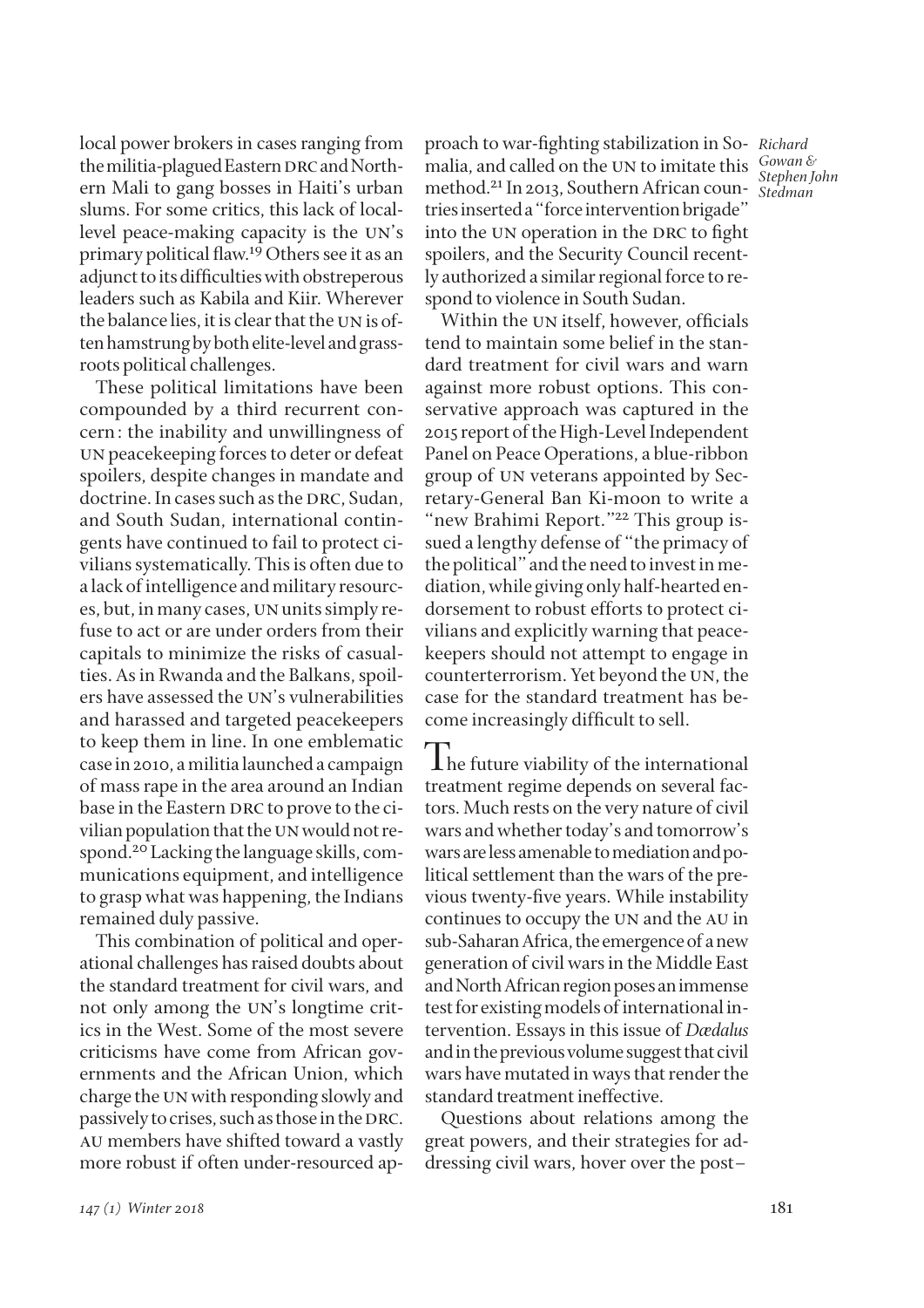local power brokers in cases ranging from the militia-plagued Eastern DRC and Northern Mali to gang bosses in Haiti's urban slums. For some critics, this lack of local-level peace-making capacity is the UN's primary political flaw.[19] Others see it as an adjunct to its difficulties with obstreperous leaders such as Kabila and Kiir. Wherever the balance lies, it is clear that the UN is often hamstrung by both elite-level and grassroots political challenges.

These political limitations have been compounded by a third recurrent concern: the inability and unwillingness of UN peacekeeping forces to deter or defeat spoilers, despite changes in mandate and doctrine. In cases such as the DRC, Sudan, and South Sudan, international contingents have continued to fail to protect civilians systematically. This is often due to a lack of intelligence and military resources, but, in many cases, UN units simply refuse to act or are under orders from their capitals to minimize the risks of casualties. As in Rwanda and the Balkans, spoilers have assessed the UN's vulnerabilities and harassed and targeted peacekeepers to keep them in line. In one emblematic case in 2010, a militia launched a campaign of mass rape in the area around an Indian base in the Eastern DRC to prove to the civilian population that the UN would not respond.[20] Lacking the language skills, communications equipment, and intelligence to grasp what was happening, the Indians remained duly passive.

This combination of political and operational challenges has raised doubts about the standard treatment for civil wars, and not only among the UN's longtime critics in the West. Some of the most severe criticisms have come from African governments and the African Union, which charge the UN with responding slowly and passively to crises, such as those in the DRC. AU members have shifted toward a vastly more robust if often under-resourced approach to war-fighting stabilization in Somalia, and called on the UN to imitate this method.[21] In 2013, Southern African countries inserted a "force intervention brigade" into the UN operation in the DRC to fight spoilers, and the Security Council recently authorized a similar regional force to respond to violence in South Sudan.

Within the UN itself, however, officials tend to maintain some belief in the standard treatment for civil wars and warn against more robust options. This conservative approach was captured in the 2015 report of the High-Level Independent Panel on Peace Operations, a blue-ribbon group of UN veterans appointed by Secretary-General Ban Ki-moon to write a "new Brahimi Report."[22] This group issued a lengthy defense of "the primacy of the political" and the need to invest in mediation, while giving only half-hearted endorsement to robust efforts to protect civilians and explicitly warning that peacekeepers should not attempt to engage in counterterrorism. Yet beyond the UN, the case for the standard treatment has become increasingly difficult to sell.

The future viability of the international treatment regime depends on several factors. Much rests on the very nature of civil wars and whether today's and tomorrow's wars are less amenable to mediation and political settlement than the wars of the previous twenty-five years. While instability continues to occupy the UN and the AU in sub-Saharan Africa, the emergence of a new generation of civil wars in the Middle East and North African region poses an immense test for existing models of international intervention. Essays in this issue of *Dædalus* and in the previous volume suggest that civil wars have mutated in ways that render the standard treatment ineffective.

Questions about relations among the great powers, and their strategies for addressing civil wars, hover over the post–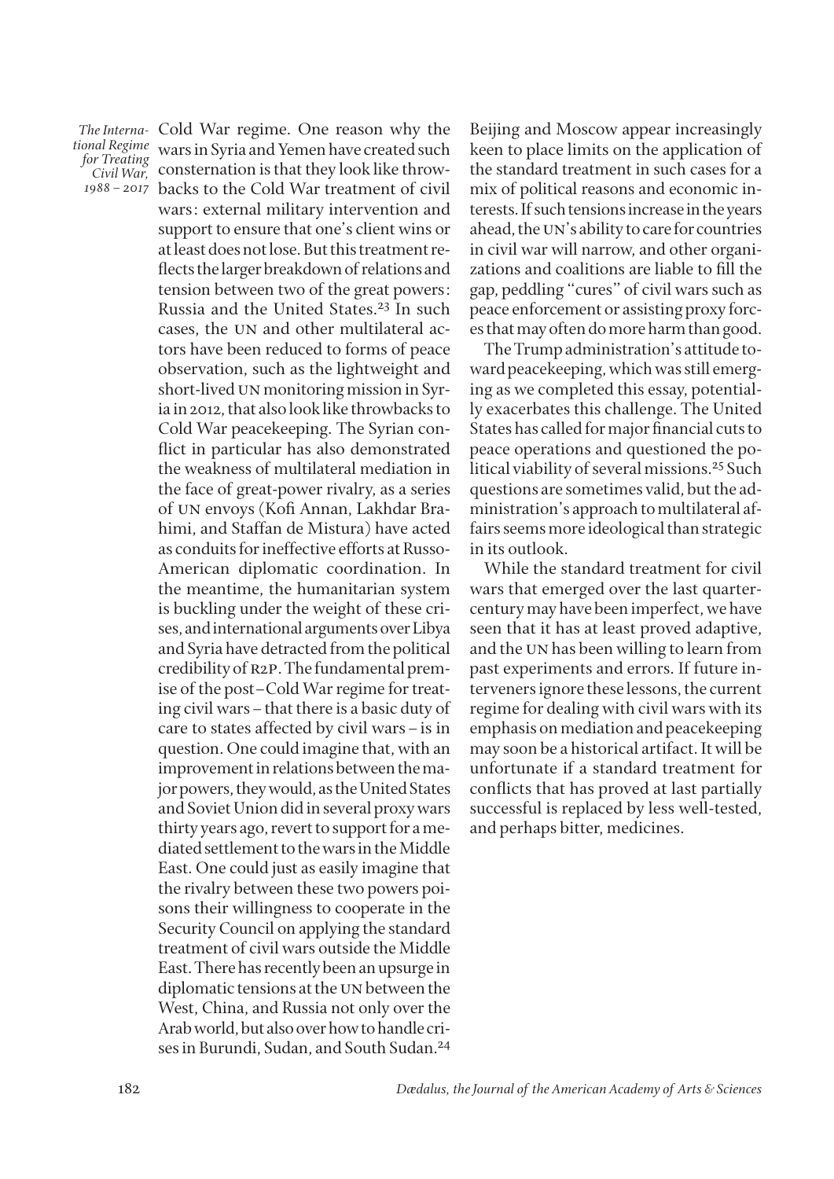Cold War regime. One reason why the wars in Syria and Yemen have created such consternation is that they look like throwbacks to the Cold War treatment of civil wars: external military intervention and support to ensure that one's client wins or at least does not lose. But this treatment reflects the larger breakdown of relations and tension between two of the great powers: Russia and the United States.[23] In such cases, the UN and other multilateral actors have been reduced to forms of peace observation, such as the lightweight and short-lived UN monitoring mission in Syria in 2012, that also look like throwbacks to Cold War peacekeeping. The Syrian conflict in particular has also demonstrated the weakness of multilateral mediation in the face of great-power rivalry, as a series of UN envoys (Kofi Annan, Lakhdar Brahimi, and Staffan de Mistura) have acted as conduits for ineffective efforts at Russo-American diplomatic coordination. In the meantime, the humanitarian system is buckling under the weight of these crises, and international arguments over Libya and Syria have detracted from the political credibility of R2P. The fundamental premise of the post–Cold War regime for treating civil wars – that there is a basic duty of care to states affected by civil wars – is in question. One could imagine that, with an improvement in relations between the major powers, they would, as the United States and Soviet Union did in several proxy wars thirty years ago, revert to support for a mediated settlement to the wars in the Middle East. One could just as easily imagine that the rivalry between these two powers poisons their willingness to cooperate in the Security Council on applying the standard treatment of civil wars outside the Middle East. There has recently been an upsurge in diplomatic tensions at the UN between the West, China, and Russia not only over the Arab world, but also over how to handle crises in Burundi, Sudan, and South Sudan.[24] Beijing and Moscow appear increasingly keen to place limits on the application of the standard treatment in such cases for a mix of political reasons and economic interests. If such tensions increase in the years ahead, the UN's ability to care for countries in civil war will narrow, and other organizations and coalitions are liable to fill the gap, peddling "cures" of civil wars such as peace enforcement or assisting proxy forces that may often do more harm than good.

The Trump administration's attitude toward peacekeeping, which was still emerging as we completed this essay, potentially exacerbates this challenge. The United States has called for major financial cuts to peace operations and questioned the political viability of several missions.[25] Such questions are sometimes valid, but the administration's approach to multilateral affairs seems more ideological than strategic in its outlook.

While the standard treatment for civil wars that emerged over the last quarter-century may have been imperfect, we have seen that it has at least proved adaptive, and the UN has been willing to learn from past experiments and errors. If future interveners ignore these lessons, the current regime for dealing with civil wars with its emphasis on mediation and peacekeeping may soon be a historical artifact. It will be unfortunate if a standard treatment for conflicts that has proved at last partially successful is replaced by less well-tested, and perhaps bitter, medicines.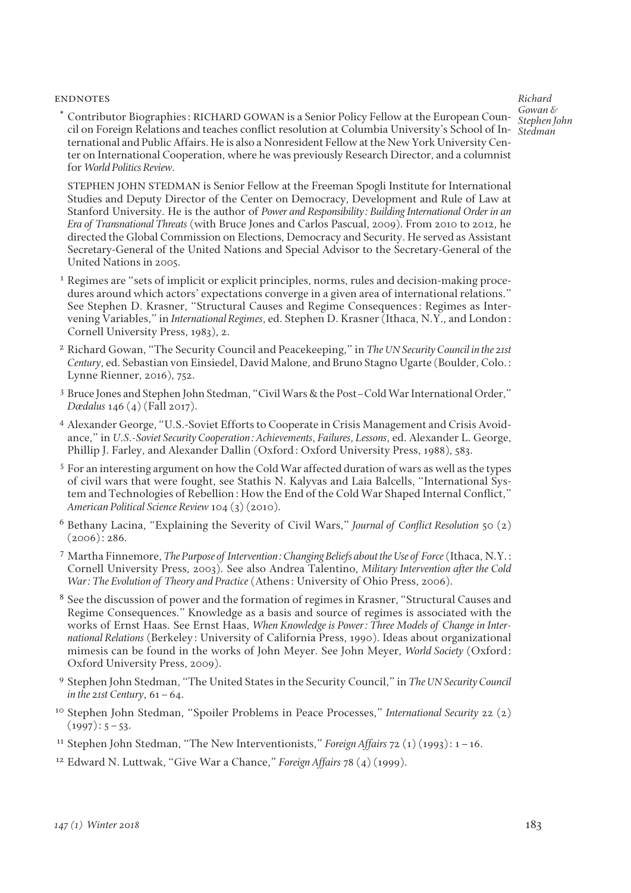## ENDNOTES

* Contributor Biographies: RICHARD GOWAN is a Senior Policy Fellow at the European Council on Foreign Relations and teaches conflict resolution at Columbia University's School of International and Public Affairs. He is also a Nonresident Fellow at the New York University Center on International Cooperation, where he was previously Research Director, and a columnist for *World Politics Review*.

  STEPHEN JOHN STEDMAN is Senior Fellow at the Freeman Spogli Institute for International Studies and Deputy Director of the Center on Democracy, Development and Rule of Law at Stanford University. He is the author of *Power and Responsibility: Building International Order in an Era of Transnational Threats* (with Bruce Jones and Carlos Pascual, 2009). From 2010 to 2012, he directed the Global Commission on Elections, Democracy and Security. He served as Assistant Secretary-General of the United Nations and Special Advisor to the Secretary-General of the United Nations in 2005.

[1] Regimes are "sets of implicit or explicit principles, norms, rules and decision-making procedures around which actors' expectations converge in a given area of international relations." See Stephen D. Krasner, "Structural Causes and Regime Consequences: Regimes as Intervening Variables," in *International Regimes*, ed. Stephen D. Krasner (Ithaca, N.Y., and London: Cornell University Press, 1983), 2.

[2] Richard Gowan, "The Security Council and Peacekeeping," in *The UN Security Council in the 21st Century*, ed. Sebastian von Einsiedel, David Malone, and Bruno Stagno Ugarte (Boulder, Colo.: Lynne Rienner, 2016), 752.

[3] Bruce Jones and Stephen John Stedman, "Civil Wars & the Post–Cold War International Order," *Dædalus* 146 (4) (Fall 2017).

[4] Alexander George, "U.S.-Soviet Efforts to Cooperate in Crisis Management and Crisis Avoidance," in *U.S.-Soviet Security Cooperation: Achievements, Failures, Lessons*, ed. Alexander L. George, Phillip J. Farley, and Alexander Dallin (Oxford: Oxford University Press, 1988), 583.

[5] For an interesting argument on how the Cold War affected duration of wars as well as the types of civil wars that were fought, see Stathis N. Kalyvas and Laia Balcells, "International System and Technologies of Rebellion: How the End of the Cold War Shaped Internal Conflict," *American Political Science Review* 104 (3) (2010).

[6] Bethany Lacina, "Explaining the Severity of Civil Wars," *Journal of Conflict Resolution* 50 (2) (2006): 286.

[7] Martha Finnemore, *The Purpose of Intervention: Changing Beliefs about the Use of Force* (Ithaca, N.Y.: Cornell University Press, 2003). See also Andrea Talentino, *Military Intervention after the Cold War: The Evolution of Theory and Practice* (Athens: University of Ohio Press, 2006).

[8] See the discussion of power and the formation of regimes in Krasner, "Structural Causes and Regime Consequences." Knowledge as a basis and source of regimes is associated with the works of Ernst Haas. See Ernst Haas, *When Knowledge is Power: Three Models of Change in International Relations* (Berkeley: University of California Press, 1990). Ideas about organizational mimesis can be found in the works of John Meyer. See John Meyer, *World Society* (Oxford: Oxford University Press, 2009).

[9] Stephen John Stedman, "The United States in the Security Council," in *The UN Security Council in the 21st Century*, 61–64.

[10] Stephen John Stedman, "Spoiler Problems in Peace Processes," *International Security* 22 (2) (1997): 5–53.

[11] Stephen John Stedman, "The New Interventionists," *Foreign Affairs* 72 (1) (1993): 1–16.

[12] Edward N. Luttwak, "Give War a Chance," *Foreign Affairs* 78 (4) (1999).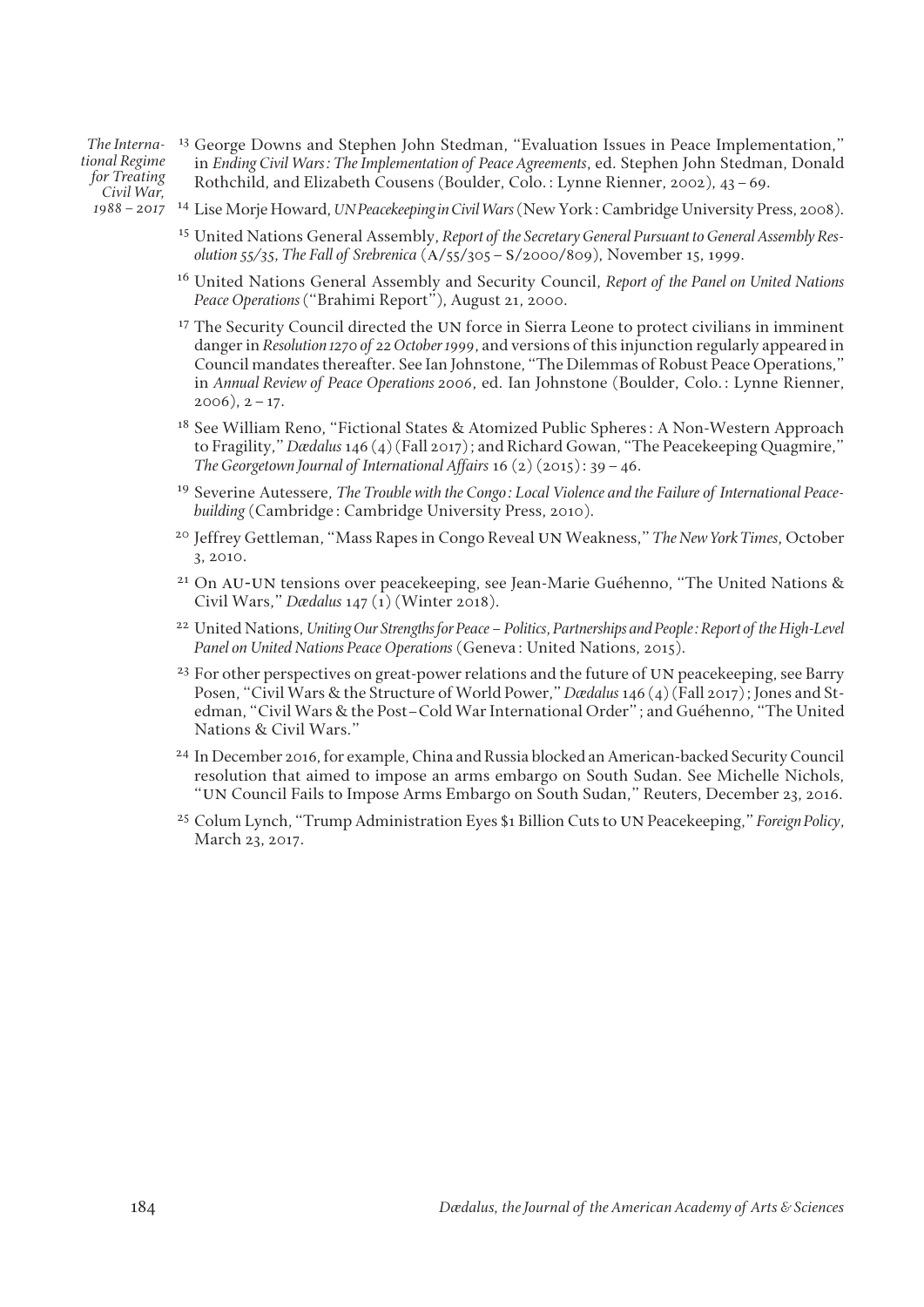[13] George Downs and Stephen John Stedman, "Evaluation Issues in Peace Implementation," in *Ending Civil Wars: The Implementation of Peace Agreements*, ed. Stephen John Stedman, Donald Rothchild, and Elizabeth Cousens (Boulder, Colo.: Lynne Rienner, 2002), 43–69.

[14] Lise Morje Howard, *UN Peacekeeping in Civil Wars* (New York: Cambridge University Press, 2008).

[15] United Nations General Assembly, *Report of the Secretary General Pursuant to General Assembly Resolution 55/35, The Fall of Srebrenica* (A/55/305–S/2000/809), November 15, 1999.

[16] United Nations General Assembly and Security Council, *Report of the Panel on United Nations Peace Operations* ("Brahimi Report"), August 21, 2000.

[17] The Security Council directed the UN force in Sierra Leone to protect civilians in imminent danger in *Resolution 1270 of 22 October 1999*, and versions of this injunction regularly appeared in Council mandates thereafter. See Ian Johnstone, "The Dilemmas of Robust Peace Operations," in *Annual Review of Peace Operations 2006*, ed. Ian Johnstone (Boulder, Colo.: Lynne Rienner, 2006), 2–17.

[18] See William Reno, "Fictional States & Atomized Public Spheres: A Non-Western Approach to Fragility," *Dædalus* 146 (4) (Fall 2017); and Richard Gowan, "The Peacekeeping Quagmire," *The Georgetown Journal of International Affairs* 16 (2) (2015): 39–46.

[19] Severine Autessere, *The Trouble with the Congo: Local Violence and the Failure of International Peacebuilding* (Cambridge: Cambridge University Press, 2010).

[20] Jeffrey Gettleman, "Mass Rapes in Congo Reveal UN Weakness," *The New York Times*, October 3, 2010.

[21] On AU-UN tensions over peacekeeping, see Jean-Marie Guéhenno, "The United Nations & Civil Wars," *Dædalus* 147 (1) (Winter 2018).

[22] United Nations, *Uniting Our Strengths for Peace – Politics, Partnerships and People: Report of the High-Level Panel on United Nations Peace Operations* (Geneva: United Nations, 2015).

[23] For other perspectives on great-power relations and the future of UN peacekeeping, see Barry Posen, "Civil Wars & the Structure of World Power," *Dædalus* 146 (4) (Fall 2017); Jones and Stedman, "Civil Wars & the Post–Cold War International Order"; and Guéhenno, "The United Nations & Civil Wars."

[24] In December 2016, for example, China and Russia blocked an American-backed Security Council resolution that aimed to impose an arms embargo on South Sudan. See Michelle Nichols, "UN Council Fails to Impose Arms Embargo on South Sudan," Reuters, December 23, 2016.

[25] Colum Lynch, "Trump Administration Eyes $1 Billion Cuts to UN Peacekeeping," *Foreign Policy*, March 23, 2017.